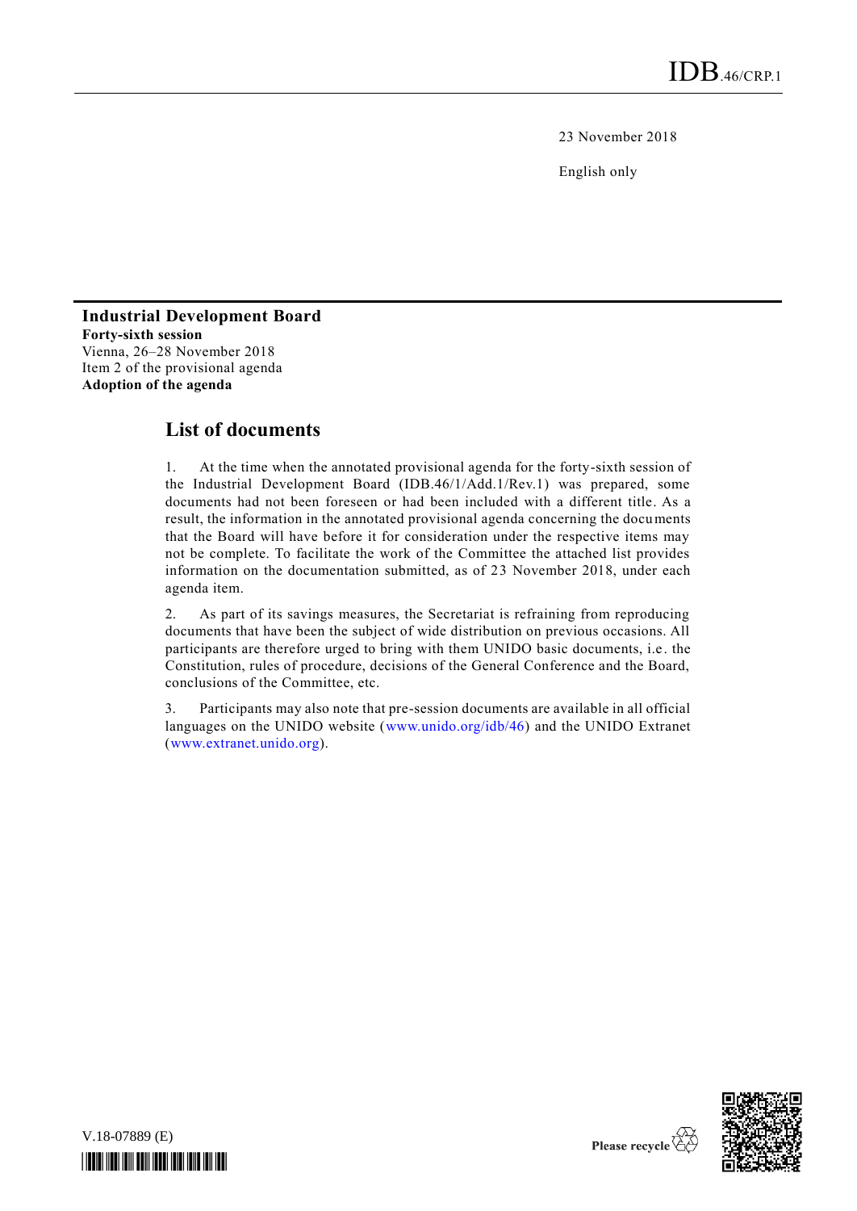IDB.46/CRP.1

23 November 2018

English only

**Industrial Development Board**
**Forty-sixth session**
Vienna, 26–28 November 2018
Item 2 of the provisional agenda
**Adoption of the agenda**

# List of documents

1. At the time when the annotated provisional agenda for the forty-sixth session of the Industrial Development Board (IDB.46/1/Add.1/Rev.1) was prepared, some documents had not been foreseen or had been included with a different title. As a result, the information in the annotated provisional agenda concerning the documents that the Board will have before it for consideration under the respective items may not be complete. To facilitate the work of the Committee the attached list provides information on the documentation submitted, as of 23 November 2018, under each agenda item.

2. As part of its savings measures, the Secretariat is refraining from reproducing documents that have been the subject of wide distribution on previous occasions. All participants are therefore urged to bring with them UNIDO basic documents, i.e. the Constitution, rules of procedure, decisions of the General Conference and the Board, conclusions of the Committee, etc.

3. Participants may also note that pre-session documents are available in all official languages on the UNIDO website (www.unido.org/idb/46) and the UNIDO Extranet (www.extranet.unido.org).

V.18-07889 (E)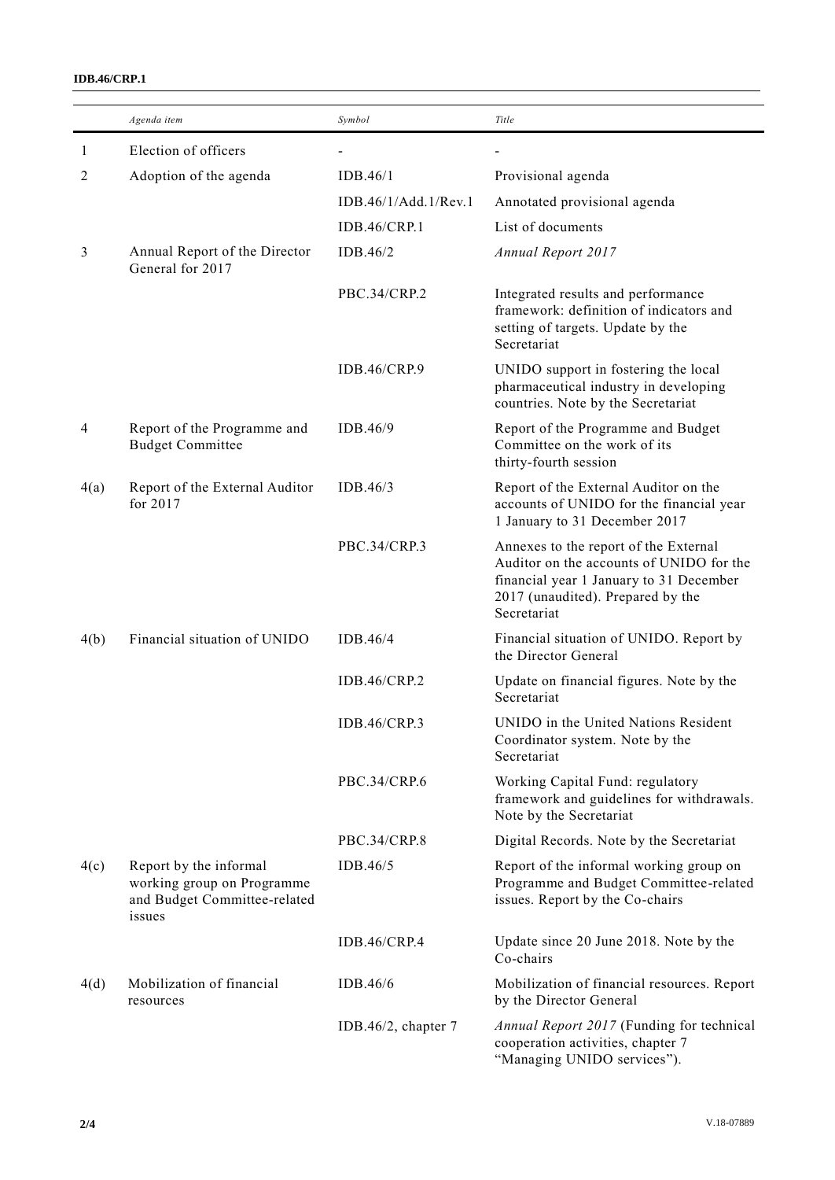| | *Agenda item* | *Symbol* | *Title* |
|---|---|---|---|
| 1 | Election of officers | - | - |
| 2 | Adoption of the agenda | IDB.46/1 | Provisional agenda |
| | | IDB.46/1/Add.1/Rev.1 | Annotated provisional agenda |
| | | IDB.46/CRP.1 | List of documents |
| 3 | Annual Report of the Director General for 2017 | IDB.46/2 | *Annual Report 2017* |
| | | PBC.34/CRP.2 | Integrated results and performance framework: definition of indicators and setting of targets. Update by the Secretariat |
| | | IDB.46/CRP.9 | UNIDO support in fostering the local pharmaceutical industry in developing countries. Note by the Secretariat |
| 4 | Report of the Programme and Budget Committee | IDB.46/9 | Report of the Programme and Budget Committee on the work of its thirty-fourth session |
| 4(a) | Report of the External Auditor for 2017 | IDB.46/3 | Report of the External Auditor on the accounts of UNIDO for the financial year 1 January to 31 December 2017 |
| | | PBC.34/CRP.3 | Annexes to the report of the External Auditor on the accounts of UNIDO for the financial year 1 January to 31 December 2017 (unaudited). Prepared by the Secretariat |
| 4(b) | Financial situation of UNIDO | IDB.46/4 | Financial situation of UNIDO. Report by the Director General |
| | | IDB.46/CRP.2 | Update on financial figures. Note by the Secretariat |
| | | IDB.46/CRP.3 | UNIDO in the United Nations Resident Coordinator system. Note by the Secretariat |
| | | PBC.34/CRP.6 | Working Capital Fund: regulatory framework and guidelines for withdrawals. Note by the Secretariat |
| | | PBC.34/CRP.8 | Digital Records. Note by the Secretariat |
| 4(c) | Report by the informal working group on Programme and Budget Committee-related issues | IDB.46/5 | Report of the informal working group on Programme and Budget Committee-related issues. Report by the Co-chairs |
| | | IDB.46/CRP.4 | Update since 20 June 2018. Note by the Co-chairs |
| 4(d) | Mobilization of financial resources | IDB.46/6 | Mobilization of financial resources. Report by the Director General |
| | | IDB.46/2, chapter 7 | *Annual Report 2017* (Funding for technical cooperation activities, chapter 7 "Managing UNIDO services"). |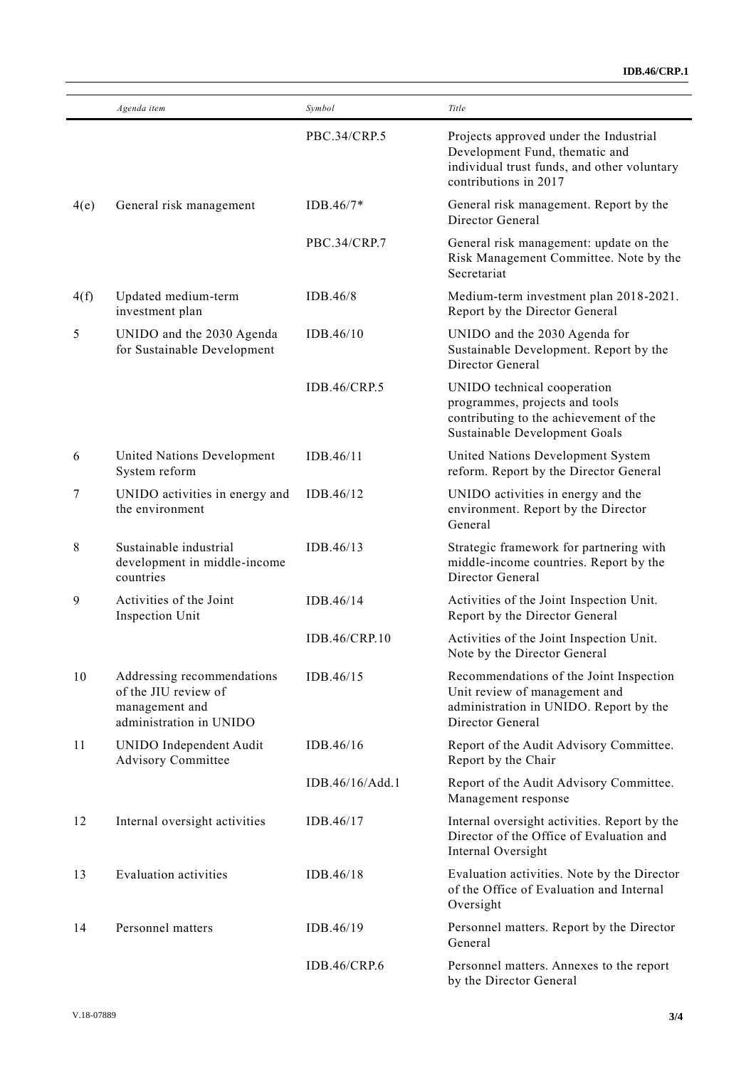| | Agenda item | Symbol | Title |
|---|---|---|---|
| | | PBC.34/CRP.5 | Projects approved under the Industrial Development Fund, thematic and individual trust funds, and other voluntary contributions in 2017 |
| 4(e) | General risk management | IDB.46/7* | General risk management. Report by the Director General |
| | | PBC.34/CRP.7 | General risk management: update on the Risk Management Committee. Note by the Secretariat |
| 4(f) | Updated medium-term investment plan | IDB.46/8 | Medium-term investment plan 2018-2021. Report by the Director General |
| 5 | UNIDO and the 2030 Agenda for Sustainable Development | IDB.46/10 | UNIDO and the 2030 Agenda for Sustainable Development. Report by the Director General |
| | | IDB.46/CRP.5 | UNIDO technical cooperation programmes, projects and tools contributing to the achievement of the Sustainable Development Goals |
| 6 | United Nations Development System reform | IDB.46/11 | United Nations Development System reform. Report by the Director General |
| 7 | UNIDO activities in energy and the environment | IDB.46/12 | UNIDO activities in energy and the environment. Report by the Director General |
| 8 | Sustainable industrial development in middle-income countries | IDB.46/13 | Strategic framework for partnering with middle-income countries. Report by the Director General |
| 9 | Activities of the Joint Inspection Unit | IDB.46/14 | Activities of the Joint Inspection Unit. Report by the Director General |
| | | IDB.46/CRP.10 | Activities of the Joint Inspection Unit. Note by the Director General |
| 10 | Addressing recommendations of the JIU review of management and administration in UNIDO | IDB.46/15 | Recommendations of the Joint Inspection Unit review of management and administration in UNIDO. Report by the Director General |
| 11 | UNIDO Independent Audit Advisory Committee | IDB.46/16 | Report of the Audit Advisory Committee. Report by the Chair |
| | | IDB.46/16/Add.1 | Report of the Audit Advisory Committee. Management response |
| 12 | Internal oversight activities | IDB.46/17 | Internal oversight activities. Report by the Director of the Office of Evaluation and Internal Oversight |
| 13 | Evaluation activities | IDB.46/18 | Evaluation activities. Note by the Director of the Office of Evaluation and Internal Oversight |
| 14 | Personnel matters | IDB.46/19 | Personnel matters. Report by the Director General |
| | | IDB.46/CRP.6 | Personnel matters. Annexes to the report by the Director General |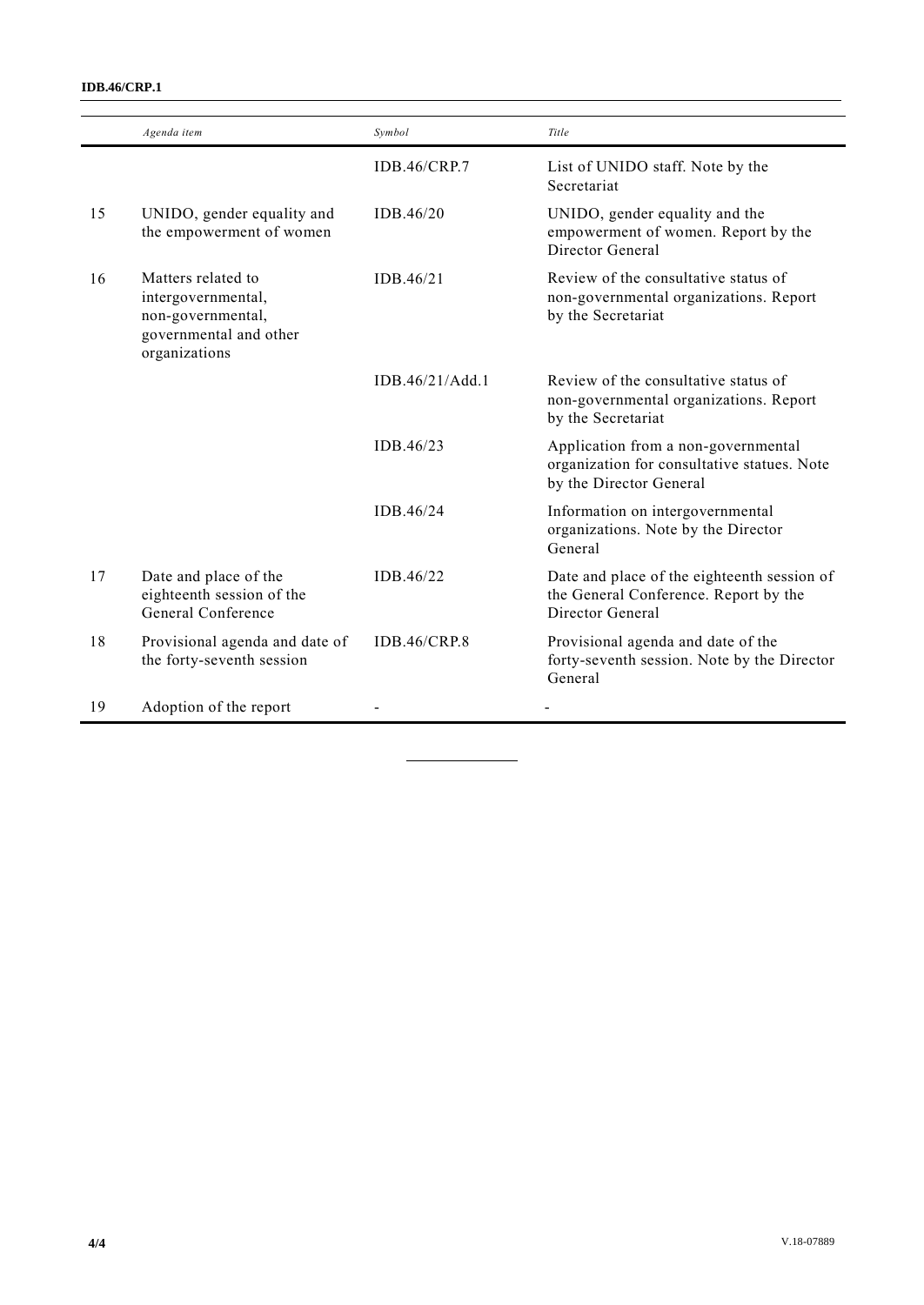| | Agenda item | Symbol | Title |
|---|---|---|---|
| | | IDB.46/CRP.7 | List of UNIDO staff. Note by the Secretariat |
| 15 | UNIDO, gender equality and the empowerment of women | IDB.46/20 | UNIDO, gender equality and the empowerment of women. Report by the Director General |
| 16 | Matters related to intergovernmental, non-governmental, governmental and other organizations | IDB.46/21 | Review of the consultative status of non-governmental organizations. Report by the Secretariat |
| | | IDB.46/21/Add.1 | Review of the consultative status of non-governmental organizations. Report by the Secretariat |
| | | IDB.46/23 | Application from a non-governmental organization for consultative statues. Note by the Director General |
| | | IDB.46/24 | Information on intergovernmental organizations. Note by the Director General |
| 17 | Date and place of the eighteenth session of the General Conference | IDB.46/22 | Date and place of the eighteenth session of the General Conference. Report by the Director General |
| 18 | Provisional agenda and date of the forty-seventh session | IDB.46/CRP.8 | Provisional agenda and date of the forty-seventh session. Note by the Director General |
| 19 | Adoption of the report | - | - |